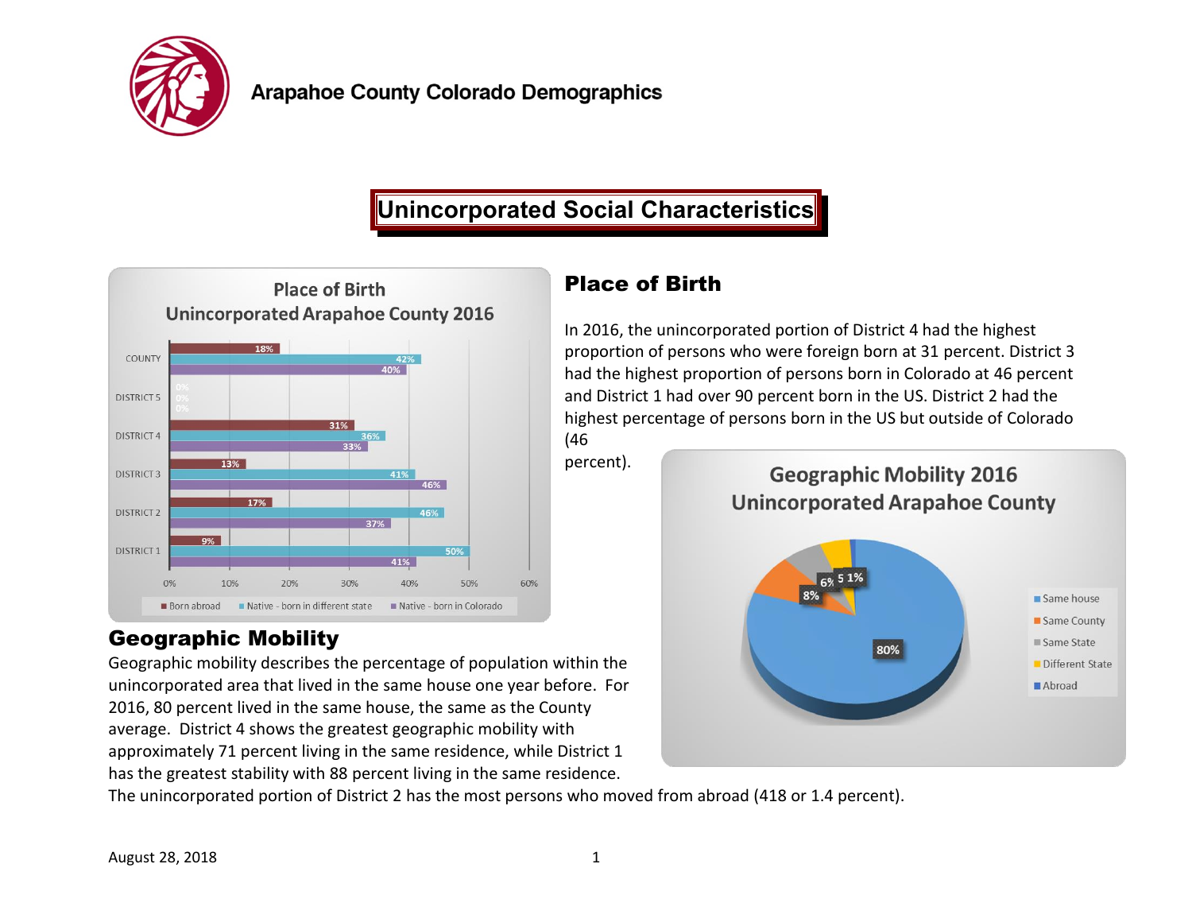# Arapahoe County Colorado Demographics

## Unincorporated Social Characteristics

**Place of Birth**
**Unincorporated Arapahoe County 2016**

| | Born abroad | Native - born in different state | Native - born in Colorado |
|---|---|---|---|
| COUNTY | 18% | 42% | 40% |
| DISTRICT 5 | 0% | 0% | 0% |
| DISTRICT 4 | 31% | 36% | 33% |
| DISTRICT 3 | 13% | 41% | 46% |
| DISTRICT 2 | 17% | 46% | 37% |
| DISTRICT 1 | 9% | 50% | 41% |

## Place of Birth

In 2016, the unincorporated portion of District 4 had the highest proportion of persons who were foreign born at 31 percent. District 3 had the highest proportion of persons born in Colorado at 46 percent and District 1 had over 90 percent born in the US. District 2 had the highest percentage of persons born in the US but outside of Colorado (46 percent).

**Geographic Mobility 2016**
**Unincorporated Arapahoe County**

| Category | Percent |
|---|---|
| Same house | 80% |
| Same County | 8% |
| Same State | 6% |
| Different State | 5 |
| Abroad | 1% |

## Geographic Mobility

Geographic mobility describes the percentage of population within the unincorporated area that lived in the same house one year before. For 2016, 80 percent lived in the same house, the same as the County average. District 4 shows the greatest geographic mobility with approximately 71 percent living in the same residence, while District 1 has the greatest stability with 88 percent living in the same residence. The unincorporated portion of District 2 has the most persons who moved from abroad (418 or 1.4 percent).

August 28, 2018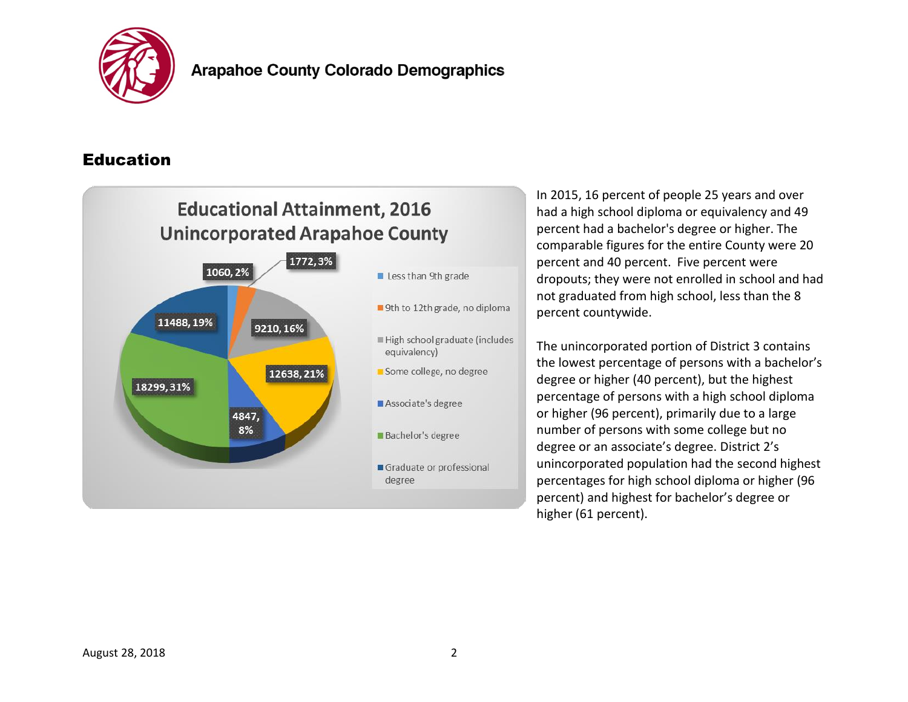# Arapahoe County Colorado Demographics

## Education

Educational Attainment, 2016
Unincorporated Arapahoe County

1060, 2%
1772, 3%
9210, 16%
12638, 21%
4847, 8%
18299, 31%
11488, 19%

Less than 9th grade
9th to 12th grade, no diploma
High school graduate (includes equivalency)
Some college, no degree
Associate's degree
Bachelor's degree
Graduate or professional degree

In 2015, 16 percent of people 25 years and over had a high school diploma or equivalency and 49 percent had a bachelor's degree or higher. The comparable figures for the entire County were 20 percent and 40 percent. Five percent were dropouts; they were not enrolled in school and had not graduated from high school, less than the 8 percent countywide.

The unincorporated portion of District 3 contains the lowest percentage of persons with a bachelor's degree or higher (40 percent), but the highest percentage of persons with a high school diploma or higher (96 percent), primarily due to a large number of persons with some college but no degree or an associate's degree. District 2's unincorporated population had the second highest percentages for high school diploma or higher (96 percent) and highest for bachelor's degree or higher (61 percent).

August 28, 2018